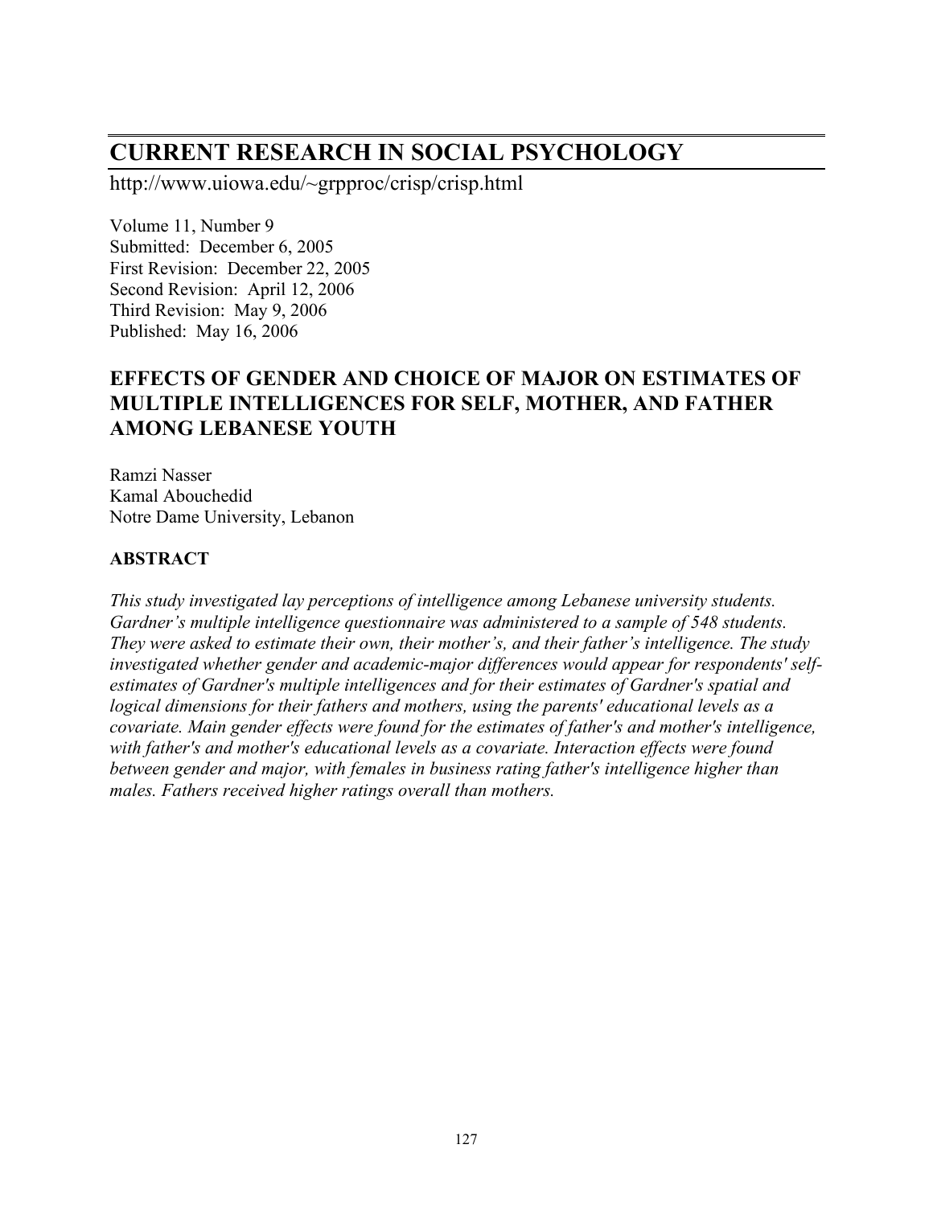# CURRENT RESEARCH IN SOCIAL PSYCHOLOGY

http://www.uiowa.edu/~grpproc/crisp/crisp.html

Volume 11, Number 9
Submitted: December 6, 2005
First Revision: December 22, 2005
Second Revision: April 12, 2006
Third Revision: May 9, 2006
Published: May 16, 2006

## EFFECTS OF GENDER AND CHOICE OF MAJOR ON ESTIMATES OF MULTIPLE INTELLIGENCES FOR SELF, MOTHER, AND FATHER AMONG LEBANESE YOUTH

Ramzi Nasser
Kamal Abouchedid
Notre Dame University, Lebanon

### ABSTRACT

*This study investigated lay perceptions of intelligence among Lebanese university students. Gardner's multiple intelligence questionnaire was administered to a sample of 548 students. They were asked to estimate their own, their mother's, and their father's intelligence. The study investigated whether gender and academic-major differences would appear for respondents' self-estimates of Gardner's multiple intelligences and for their estimates of Gardner's spatial and logical dimensions for their fathers and mothers, using the parents' educational levels as a covariate. Main gender effects were found for the estimates of father's and mother's intelligence, with father's and mother's educational levels as a covariate. Interaction effects were found between gender and major, with females in business rating father's intelligence higher than males. Fathers received higher ratings overall than mothers.*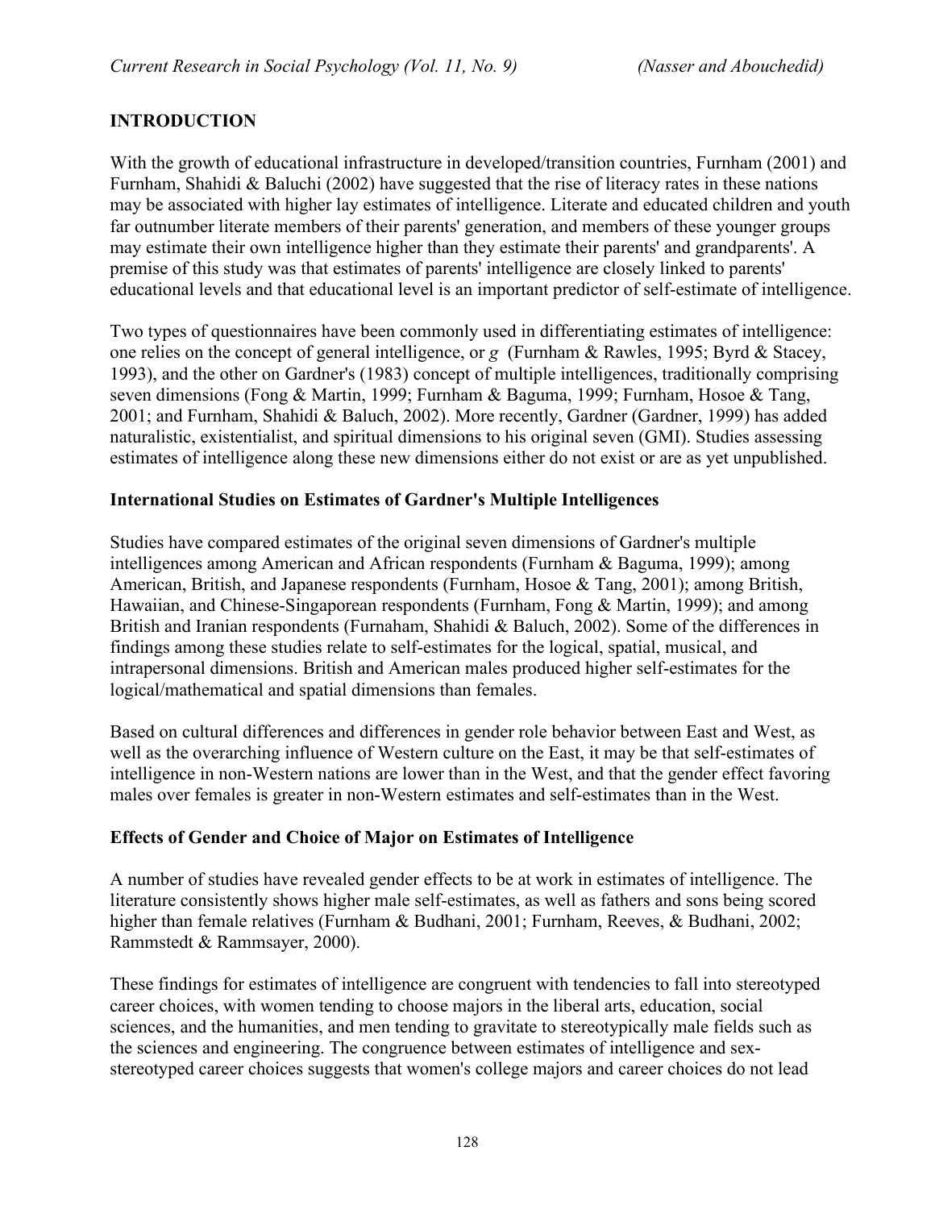## INTRODUCTION

With the growth of educational infrastructure in developed/transition countries, Furnham (2001) and Furnham, Shahidi & Baluchi (2002) have suggested that the rise of literacy rates in these nations may be associated with higher lay estimates of intelligence. Literate and educated children and youth far outnumber literate members of their parents' generation, and members of these younger groups may estimate their own intelligence higher than they estimate their parents' and grandparents'. A premise of this study was that estimates of parents' intelligence are closely linked to parents' educational levels and that educational level is an important predictor of self-estimate of intelligence.

Two types of questionnaires have been commonly used in differentiating estimates of intelligence: one relies on the concept of general intelligence, or *g* (Furnham & Rawles, 1995; Byrd & Stacey, 1993), and the other on Gardner's (1983) concept of multiple intelligences, traditionally comprising seven dimensions (Fong & Martin, 1999; Furnham & Baguma, 1999; Furnham, Hosoe & Tang, 2001; and Furnham, Shahidi & Baluch, 2002). More recently, Gardner (Gardner, 1999) has added naturalistic, existentialist, and spiritual dimensions to his original seven (GMI). Studies assessing estimates of intelligence along these new dimensions either do not exist or are as yet unpublished.

### International Studies on Estimates of Gardner's Multiple Intelligences

Studies have compared estimates of the original seven dimensions of Gardner's multiple intelligences among American and African respondents (Furnham & Baguma, 1999); among American, British, and Japanese respondents (Furnham, Hosoe & Tang, 2001); among British, Hawaiian, and Chinese-Singaporean respondents (Furnham, Fong & Martin, 1999); and among British and Iranian respondents (Furnaham, Shahidi & Baluch, 2002). Some of the differences in findings among these studies relate to self-estimates for the logical, spatial, musical, and intrapersonal dimensions. British and American males produced higher self-estimates for the logical/mathematical and spatial dimensions than females.

Based on cultural differences and differences in gender role behavior between East and West, as well as the overarching influence of Western culture on the East, it may be that self-estimates of intelligence in non-Western nations are lower than in the West, and that the gender effect favoring males over females is greater in non-Western estimates and self-estimates than in the West.

### Effects of Gender and Choice of Major on Estimates of Intelligence

A number of studies have revealed gender effects to be at work in estimates of intelligence. The literature consistently shows higher male self-estimates, as well as fathers and sons being scored higher than female relatives (Furnham & Budhani, 2001; Furnham, Reeves, & Budhani, 2002; Rammstedt & Rammsayer, 2000).

These findings for estimates of intelligence are congruent with tendencies to fall into stereotyped career choices, with women tending to choose majors in the liberal arts, education, social sciences, and the humanities, and men tending to gravitate to stereotypically male fields such as the sciences and engineering. The congruence between estimates of intelligence and sex-stereotyped career choices suggests that women's college majors and career choices do not lead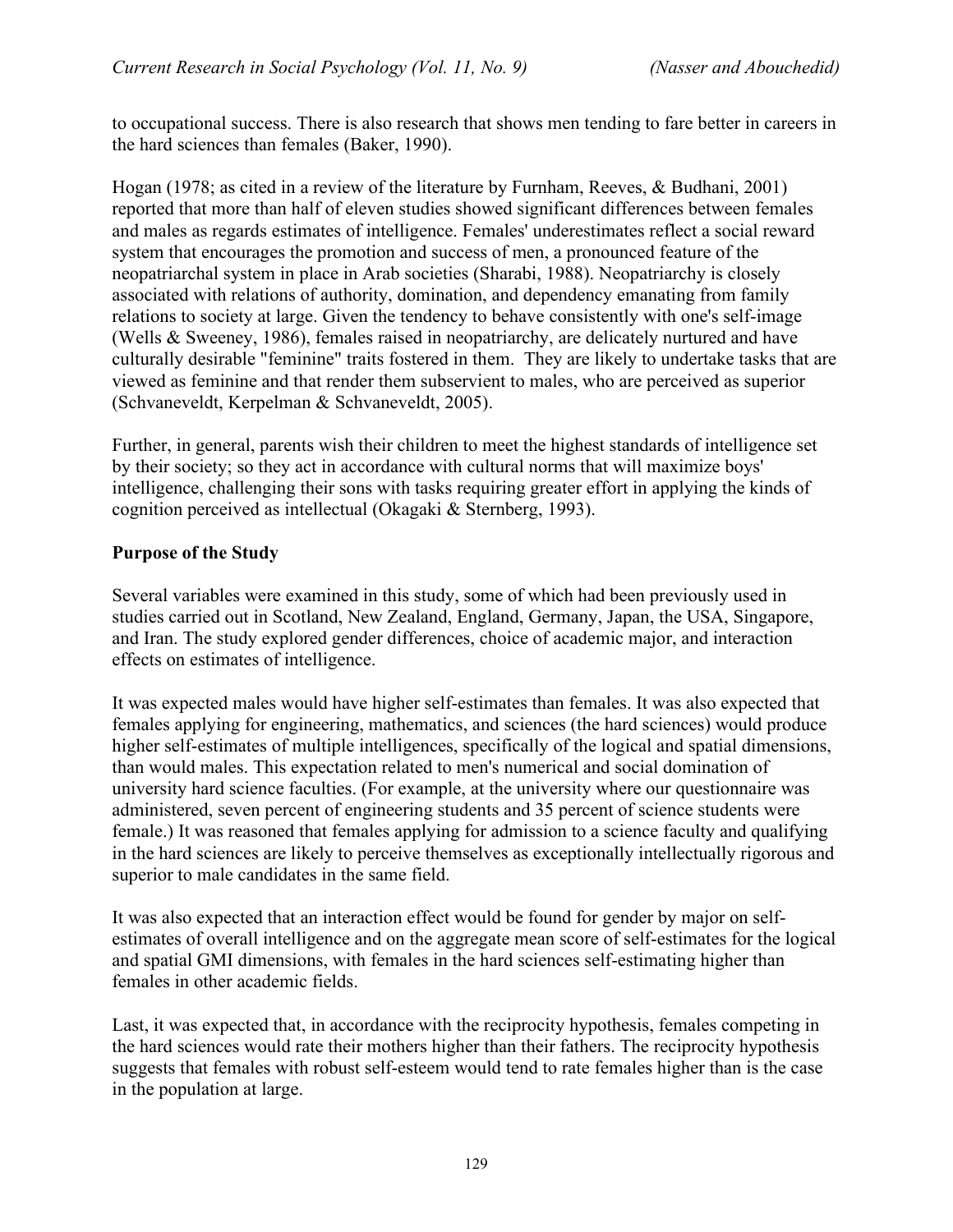to occupational success. There is also research that shows men tending to fare better in careers in the hard sciences than females (Baker, 1990).

Hogan (1978; as cited in a review of the literature by Furnham, Reeves, & Budhani, 2001) reported that more than half of eleven studies showed significant differences between females and males as regards estimates of intelligence. Females' underestimates reflect a social reward system that encourages the promotion and success of men, a pronounced feature of the neopatriarchal system in place in Arab societies (Sharabi, 1988). Neopatriarchy is closely associated with relations of authority, domination, and dependency emanating from family relations to society at large. Given the tendency to behave consistently with one's self-image (Wells & Sweeney, 1986), females raised in neopatriarchy, are delicately nurtured and have culturally desirable "feminine" traits fostered in them. They are likely to undertake tasks that are viewed as feminine and that render them subservient to males, who are perceived as superior (Schvaneveldt, Kerpelman & Schvaneveldt, 2005).

Further, in general, parents wish their children to meet the highest standards of intelligence set by their society; so they act in accordance with cultural norms that will maximize boys' intelligence, challenging their sons with tasks requiring greater effort in applying the kinds of cognition perceived as intellectual (Okagaki & Sternberg, 1993).

## Purpose of the Study

Several variables were examined in this study, some of which had been previously used in studies carried out in Scotland, New Zealand, England, Germany, Japan, the USA, Singapore, and Iran. The study explored gender differences, choice of academic major, and interaction effects on estimates of intelligence.

It was expected males would have higher self-estimates than females. It was also expected that females applying for engineering, mathematics, and sciences (the hard sciences) would produce higher self-estimates of multiple intelligences, specifically of the logical and spatial dimensions, than would males. This expectation related to men's numerical and social domination of university hard science faculties. (For example, at the university where our questionnaire was administered, seven percent of engineering students and 35 percent of science students were female.) It was reasoned that females applying for admission to a science faculty and qualifying in the hard sciences are likely to perceive themselves as exceptionally intellectually rigorous and superior to male candidates in the same field.

It was also expected that an interaction effect would be found for gender by major on self-estimates of overall intelligence and on the aggregate mean score of self-estimates for the logical and spatial GMI dimensions, with females in the hard sciences self-estimating higher than females in other academic fields.

Last, it was expected that, in accordance with the reciprocity hypothesis, females competing in the hard sciences would rate their mothers higher than their fathers. The reciprocity hypothesis suggests that females with robust self-esteem would tend to rate females higher than is the case in the population at large.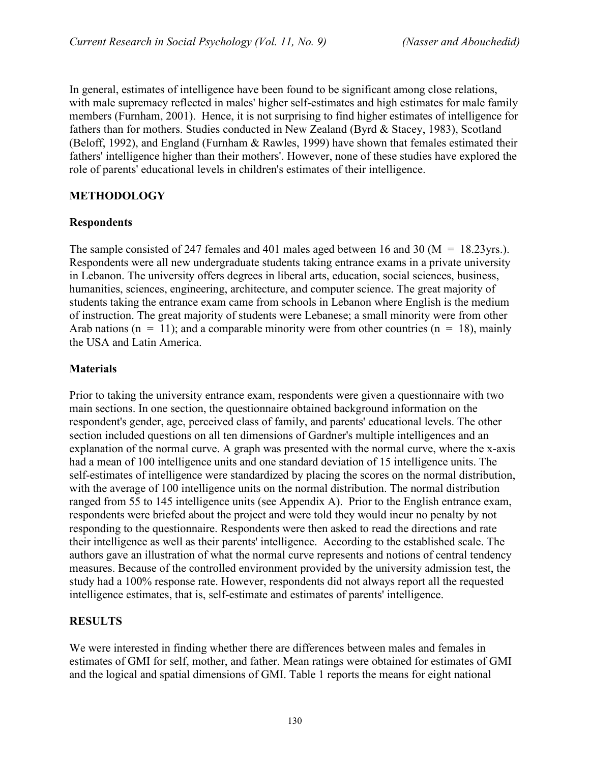In general, estimates of intelligence have been found to be significant among close relations, with male supremacy reflected in males' higher self-estimates and high estimates for male family members (Furnham, 2001). Hence, it is not surprising to find higher estimates of intelligence for fathers than for mothers. Studies conducted in New Zealand (Byrd & Stacey, 1983), Scotland (Beloff, 1992), and England (Furnham & Rawles, 1999) have shown that females estimated their fathers' intelligence higher than their mothers'. However, none of these studies have explored the role of parents' educational levels in children's estimates of their intelligence.

## METHODOLOGY

### Respondents

The sample consisted of 247 females and 401 males aged between 16 and 30 (M = 18.23yrs.). Respondents were all new undergraduate students taking entrance exams in a private university in Lebanon. The university offers degrees in liberal arts, education, social sciences, business, humanities, sciences, engineering, architecture, and computer science. The great majority of students taking the entrance exam came from schools in Lebanon where English is the medium of instruction. The great majority of students were Lebanese; a small minority were from other Arab nations (n = 11); and a comparable minority were from other countries (n = 18), mainly the USA and Latin America.

### Materials

Prior to taking the university entrance exam, respondents were given a questionnaire with two main sections. In one section, the questionnaire obtained background information on the respondent's gender, age, perceived class of family, and parents' educational levels. The other section included questions on all ten dimensions of Gardner's multiple intelligences and an explanation of the normal curve. A graph was presented with the normal curve, where the x-axis had a mean of 100 intelligence units and one standard deviation of 15 intelligence units. The self-estimates of intelligence were standardized by placing the scores on the normal distribution, with the average of 100 intelligence units on the normal distribution. The normal distribution ranged from 55 to 145 intelligence units (see Appendix A). Prior to the English entrance exam, respondents were briefed about the project and were told they would incur no penalty by not responding to the questionnaire. Respondents were then asked to read the directions and rate their intelligence as well as their parents' intelligence. According to the established scale. The authors gave an illustration of what the normal curve represents and notions of central tendency measures. Because of the controlled environment provided by the university admission test, the study had a 100% response rate. However, respondents did not always report all the requested intelligence estimates, that is, self-estimate and estimates of parents' intelligence.

## RESULTS

We were interested in finding whether there are differences between males and females in estimates of GMI for self, mother, and father. Mean ratings were obtained for estimates of GMI and the logical and spatial dimensions of GMI. Table 1 reports the means for eight national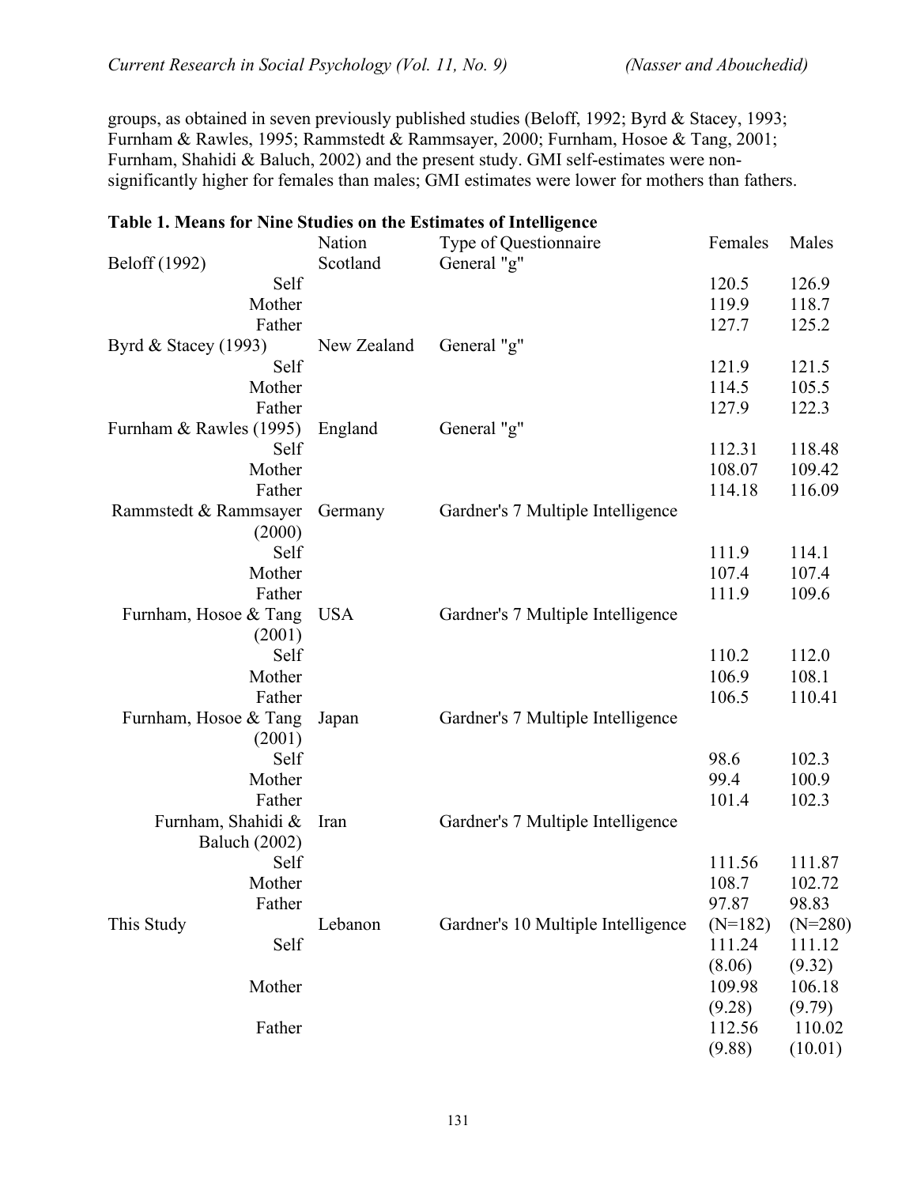groups, as obtained in seven previously published studies (Beloff, 1992; Byrd & Stacey, 1993; Furnham & Rawles, 1995; Rammstedt & Rammsayer, 2000; Furnham, Hosoe & Tang, 2001; Furnham, Shahidi & Baluch, 2002) and the present study. GMI self-estimates were non-significantly higher for females than males; GMI estimates were lower for mothers than fathers.

**Table 1. Means for Nine Studies on the Estimates of Intelligence**

| | Nation | Type of Questionnaire | Females | Males |
|---|---|---|---|---|
| Beloff (1992) | Scotland | General "g" | | |
| Self | | | 120.5 | 126.9 |
| Mother | | | 119.9 | 118.7 |
| Father | | | 127.7 | 125.2 |
| Byrd & Stacey (1993) | New Zealand | General "g" | | |
| Self | | | 121.9 | 121.5 |
| Mother | | | 114.5 | 105.5 |
| Father | | | 127.9 | 122.3 |
| Furnham & Rawles (1995) | England | General "g" | | |
| Self | | | 112.31 | 118.48 |
| Mother | | | 108.07 | 109.42 |
| Father | | | 114.18 | 116.09 |
| Rammstedt & Rammsayer (2000) | Germany | Gardner's 7 Multiple Intelligence | | |
| Self | | | 111.9 | 114.1 |
| Mother | | | 107.4 | 107.4 |
| Father | | | 111.9 | 109.6 |
| Furnham, Hosoe & Tang (2001) | USA | Gardner's 7 Multiple Intelligence | | |
| Self | | | 110.2 | 112.0 |
| Mother | | | 106.9 | 108.1 |
| Father | | | 106.5 | 110.41 |
| Furnham, Hosoe & Tang (2001) | Japan | Gardner's 7 Multiple Intelligence | | |
| Self | | | 98.6 | 102.3 |
| Mother | | | 99.4 | 100.9 |
| Father | | | 101.4 | 102.3 |
| Furnham, Shahidi & Baluch (2002) | Iran | Gardner's 7 Multiple Intelligence | | |
| Self | | | 111.56 | 111.87 |
| Mother | | | 108.7 | 102.72 |
| Father | | | 97.87 | 98.83 |
| This Study | Lebanon | Gardner's 10 Multiple Intelligence | (N=182) | (N=280) |
| Self | | | 111.24 (8.06) | 111.12 (9.32) |
| Mother | | | 109.98 (9.28) | 106.18 (9.79) |
| Father | | | 112.56 (9.88) | 110.02 (10.01) |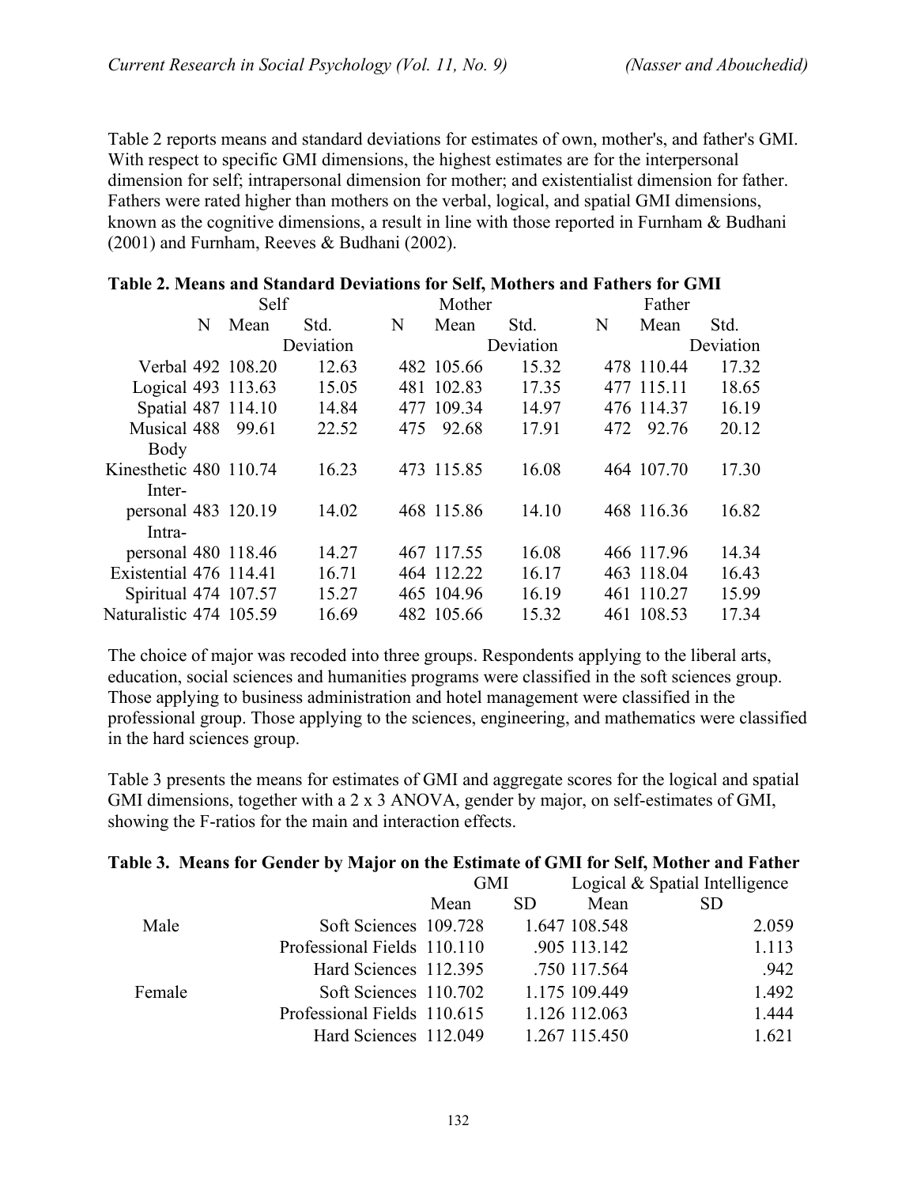Table 2 reports means and standard deviations for estimates of own, mother's, and father's GMI. With respect to specific GMI dimensions, the highest estimates are for the interpersonal dimension for self; intrapersonal dimension for mother; and existentialist dimension for father. Fathers were rated higher than mothers on the verbal, logical, and spatial GMI dimensions, known as the cognitive dimensions, a result in line with those reported in Furnham & Budhani (2001) and Furnham, Reeves & Budhani (2002).

**Table 2. Means and Standard Deviations for Self, Mothers and Fathers for GMI**

| | Self | | | Mother | | | Father | | |
|---|---|---|---|---|---|---|---|---|---|
| | N | Mean | Std. Deviation | N | Mean | Std. Deviation | N | Mean | Std. Deviation |
| Verbal | 492 | 108.20 | 12.63 | 482 | 105.66 | 15.32 | 478 | 110.44 | 17.32 |
| Logical | 493 | 113.63 | 15.05 | 481 | 102.83 | 17.35 | 477 | 115.11 | 18.65 |
| Spatial | 487 | 114.10 | 14.84 | 477 | 109.34 | 14.97 | 476 | 114.37 | 16.19 |
| Musical | 488 | 99.61 | 22.52 | 475 | 92.68 | 17.91 | 472 | 92.76 | 20.12 |
| Body Kinesthetic | 480 | 110.74 | 16.23 | 473 | 115.85 | 16.08 | 464 | 107.70 | 17.30 |
| Inter-personal | 483 | 120.19 | 14.02 | 468 | 115.86 | 14.10 | 468 | 116.36 | 16.82 |
| Intra-personal | 480 | 118.46 | 14.27 | 467 | 117.55 | 16.08 | 466 | 117.96 | 14.34 |
| Existential | 476 | 114.41 | 16.71 | 464 | 112.22 | 16.17 | 463 | 118.04 | 16.43 |
| Spiritual | 474 | 107.57 | 15.27 | 465 | 104.96 | 16.19 | 461 | 110.27 | 15.99 |
| Naturalistic | 474 | 105.59 | 16.69 | 482 | 105.66 | 15.32 | 461 | 108.53 | 17.34 |

The choice of major was recoded into three groups. Respondents applying to the liberal arts, education, social sciences and humanities programs were classified in the soft sciences group. Those applying to business administration and hotel management were classified in the professional group. Those applying to the sciences, engineering, and mathematics were classified in the hard sciences group.

Table 3 presents the means for estimates of GMI and aggregate scores for the logical and spatial GMI dimensions, together with a 2 x 3 ANOVA, gender by major, on self-estimates of GMI, showing the F-ratios for the main and interaction effects.

**Table 3. Means for Gender by Major on the Estimate of GMI for Self, Mother and Father**

| | | GMI | | Logical & Spatial Intelligence | |
|---|---|---|---|---|---|
| | | Mean | SD | Mean | SD |
| Male | Soft Sciences | 109.728 | 1.647 | 108.548 | 2.059 |
| | Professional Fields | 110.110 | .905 | 113.142 | 1.113 |
| | Hard Sciences | 112.395 | .750 | 117.564 | .942 |
| Female | Soft Sciences | 110.702 | 1.175 | 109.449 | 1.492 |
| | Professional Fields | 110.615 | 1.126 | 112.063 | 1.444 |
| | Hard Sciences | 112.049 | 1.267 | 115.450 | 1.621 |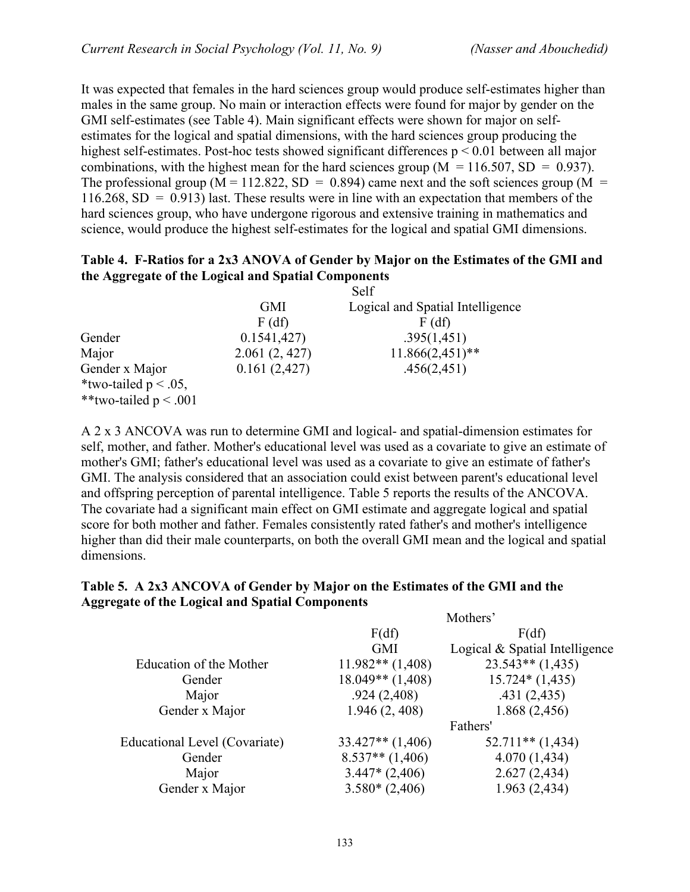It was expected that females in the hard sciences group would produce self-estimates higher than males in the same group. No main or interaction effects were found for major by gender on the GMI self-estimates (see Table 4). Main significant effects were shown for major on self-estimates for the logical and spatial dimensions, with the hard sciences group producing the highest self-estimates. Post-hoc tests showed significant differences $p < 0.01$ between all major combinations, with the highest mean for the hard sciences group ($M = 116.507$, $SD = 0.937$). The professional group ($M = 112.822$, $SD = 0.894$) came next and the soft sciences group ($M = 116.268$, $SD = 0.913$) last. These results were in line with an expectation that members of the hard sciences group, who have undergone rigorous and extensive training in mathematics and science, would produce the highest self-estimates for the logical and spatial GMI dimensions.

**Table 4. F-Ratios for a 2x3 ANOVA of Gender by Major on the Estimates of the GMI and the Aggregate of the Logical and Spatial Components**

| | Self | |
|---|---|---|
| | GMI | Logical and Spatial Intelligence |
| | F (df) | F (df) |
| Gender | 0.1541,427) | .395(1,451) |
| Major | 2.061 (2, 427) | 11.866(2,451)** |
| Gender x Major | 0.161 (2,427) | .456(2,451) |

*two-tailed p < .05,
**two-tailed p < .001

A 2 x 3 ANCOVA was run to determine GMI and logical- and spatial-dimension estimates for self, mother, and father. Mother's educational level was used as a covariate to give an estimate of mother's GMI; father's educational level was used as a covariate to give an estimate of father's GMI. The analysis considered that an association could exist between parent's educational level and offspring perception of parental intelligence. Table 5 reports the results of the ANCOVA. The covariate had a significant main effect on GMI estimate and aggregate logical and spatial score for both mother and father. Females consistently rated father's and mother's intelligence higher than did their male counterparts, on both the overall GMI mean and the logical and spatial dimensions.

**Table 5. A 2x3 ANCOVA of Gender by Major on the Estimates of the GMI and the Aggregate of the Logical and Spatial Components**

| | Mothers' | |
|---|---|---|
| | F(df) | F(df) |
| | GMI | Logical & Spatial Intelligence |
| Education of the Mother | 11.982** (1,408) | 23.543** (1,435) |
| Gender | 18.049** (1,408) | 15.724* (1,435) |
| Major | .924 (2,408) | .431 (2,435) |
| Gender x Major | 1.946 (2, 408) | 1.868 (2,456) |
| | Fathers' | |
| Educational Level (Covariate) | 33.427** (1,406) | 52.711** (1,434) |
| Gender | 8.537** (1,406) | 4.070 (1,434) |
| Major | 3.447* (2,406) | 2.627 (2,434) |
| Gender x Major | 3.580* (2,406) | 1.963 (2,434) |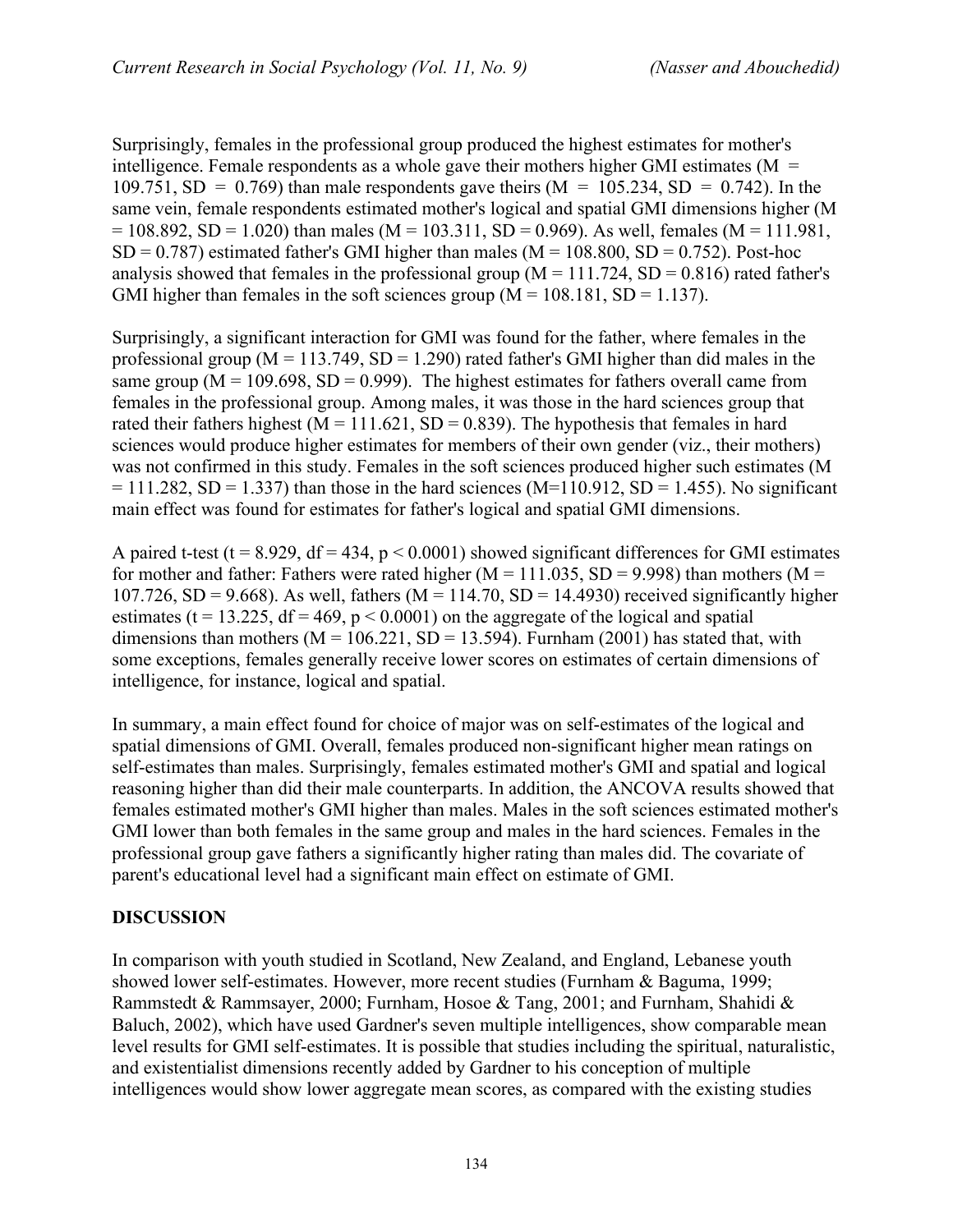Surprisingly, females in the professional group produced the highest estimates for mother's intelligence. Female respondents as a whole gave their mothers higher GMI estimates ($M = 109.751$, $SD = 0.769$) than male respondents gave theirs ($M = 105.234$, $SD = 0.742$). In the same vein, female respondents estimated mother's logical and spatial GMI dimensions higher ($M = 108.892$, $SD = 1.020$) than males ($M = 103.311$, $SD = 0.969$). As well, females ($M = 111.981$, $SD = 0.787$) estimated father's GMI higher than males ($M = 108.800$, $SD = 0.752$). Post-hoc analysis showed that females in the professional group ($M = 111.724$, $SD = 0.816$) rated father's GMI higher than females in the soft sciences group ($M = 108.181$, $SD = 1.137$).

Surprisingly, a significant interaction for GMI was found for the father, where females in the professional group ($M = 113.749$, $SD = 1.290$) rated father's GMI higher than did males in the same group ($M = 109.698$, $SD = 0.999$). The highest estimates for fathers overall came from females in the professional group. Among males, it was those in the hard sciences group that rated their fathers highest ($M = 111.621$, $SD = 0.839$). The hypothesis that females in hard sciences would produce higher estimates for members of their own gender (viz., their mothers) was not confirmed in this study. Females in the soft sciences produced higher such estimates ($M = 111.282$, $SD = 1.337$) than those in the hard sciences ($M=110.912$, $SD = 1.455$). No significant main effect was found for estimates for father's logical and spatial GMI dimensions.

A paired t-test ($t = 8.929$, $df = 434$, $p < 0.0001$) showed significant differences for GMI estimates for mother and father: Fathers were rated higher ($M = 111.035$, $SD = 9.998$) than mothers ($M = 107.726$, $SD = 9.668$). As well, fathers ($M = 114.70$, $SD = 14.4930$) received significantly higher estimates ($t = 13.225$, $df = 469$, $p < 0.0001$) on the aggregate of the logical and spatial dimensions than mothers ($M = 106.221$, $SD = 13.594$). Furnham (2001) has stated that, with some exceptions, females generally receive lower scores on estimates of certain dimensions of intelligence, for instance, logical and spatial.

In summary, a main effect found for choice of major was on self-estimates of the logical and spatial dimensions of GMI. Overall, females produced non-significant higher mean ratings on self-estimates than males. Surprisingly, females estimated mother's GMI and spatial and logical reasoning higher than did their male counterparts. In addition, the ANCOVA results showed that females estimated mother's GMI higher than males. Males in the soft sciences estimated mother's GMI lower than both females in the same group and males in the hard sciences. Females in the professional group gave fathers a significantly higher rating than males did. The covariate of parent's educational level had a significant main effect on estimate of GMI.

## DISCUSSION

In comparison with youth studied in Scotland, New Zealand, and England, Lebanese youth showed lower self-estimates. However, more recent studies (Furnham & Baguma, 1999; Rammstedt & Rammsayer, 2000; Furnham, Hosoe & Tang, 2001; and Furnham, Shahidi & Baluch, 2002), which have used Gardner's seven multiple intelligences, show comparable mean level results for GMI self-estimates. It is possible that studies including the spiritual, naturalistic, and existentialist dimensions recently added by Gardner to his conception of multiple intelligences would show lower aggregate mean scores, as compared with the existing studies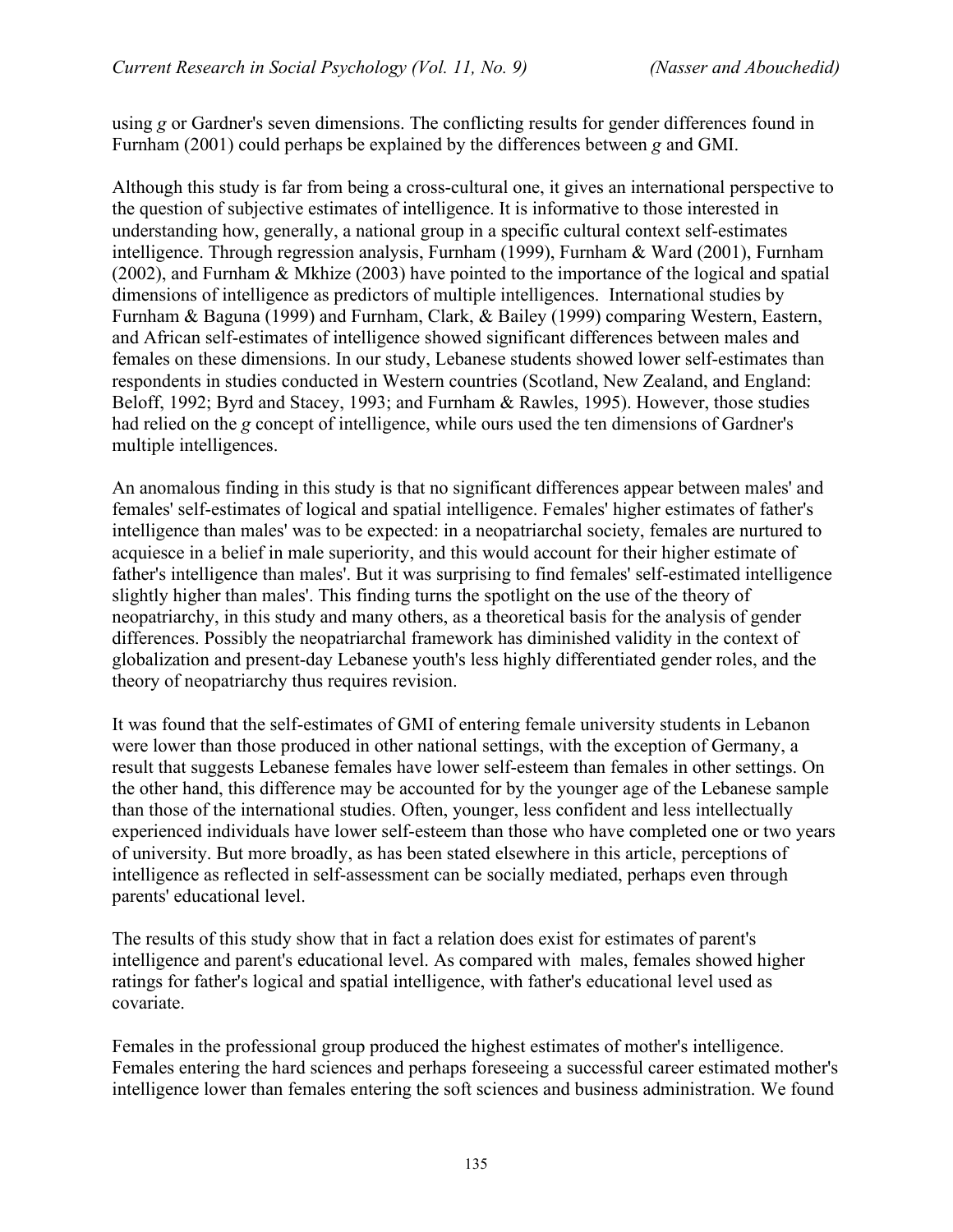using *g* or Gardner's seven dimensions. The conflicting results for gender differences found in Furnham (2001) could perhaps be explained by the differences between *g* and GMI.

Although this study is far from being a cross-cultural one, it gives an international perspective to the question of subjective estimates of intelligence. It is informative to those interested in understanding how, generally, a national group in a specific cultural context self-estimates intelligence. Through regression analysis, Furnham (1999), Furnham & Ward (2001), Furnham (2002), and Furnham & Mkhize (2003) have pointed to the importance of the logical and spatial dimensions of intelligence as predictors of multiple intelligences. International studies by Furnham & Baguna (1999) and Furnham, Clark, & Bailey (1999) comparing Western, Eastern, and African self-estimates of intelligence showed significant differences between males and females on these dimensions. In our study, Lebanese students showed lower self-estimates than respondents in studies conducted in Western countries (Scotland, New Zealand, and England: Beloff, 1992; Byrd and Stacey, 1993; and Furnham & Rawles, 1995). However, those studies had relied on the *g* concept of intelligence, while ours used the ten dimensions of Gardner's multiple intelligences.

An anomalous finding in this study is that no significant differences appear between males' and females' self-estimates of logical and spatial intelligence. Females' higher estimates of father's intelligence than males' was to be expected: in a neopatriarchal society, females are nurtured to acquiesce in a belief in male superiority, and this would account for their higher estimate of father's intelligence than males'. But it was surprising to find females' self-estimated intelligence slightly higher than males'. This finding turns the spotlight on the use of the theory of neopatriarchy, in this study and many others, as a theoretical basis for the analysis of gender differences. Possibly the neopatriarchal framework has diminished validity in the context of globalization and present-day Lebanese youth's less highly differentiated gender roles, and the theory of neopatriarchy thus requires revision.

It was found that the self-estimates of GMI of entering female university students in Lebanon were lower than those produced in other national settings, with the exception of Germany, a result that suggests Lebanese females have lower self-esteem than females in other settings. On the other hand, this difference may be accounted for by the younger age of the Lebanese sample than those of the international studies. Often, younger, less confident and less intellectually experienced individuals have lower self-esteem than those who have completed one or two years of university. But more broadly, as has been stated elsewhere in this article, perceptions of intelligence as reflected in self-assessment can be socially mediated, perhaps even through parents' educational level.

The results of this study show that in fact a relation does exist for estimates of parent's intelligence and parent's educational level. As compared with males, females showed higher ratings for father's logical and spatial intelligence, with father's educational level used as covariate.

Females in the professional group produced the highest estimates of mother's intelligence. Females entering the hard sciences and perhaps foreseeing a successful career estimated mother's intelligence lower than females entering the soft sciences and business administration. We found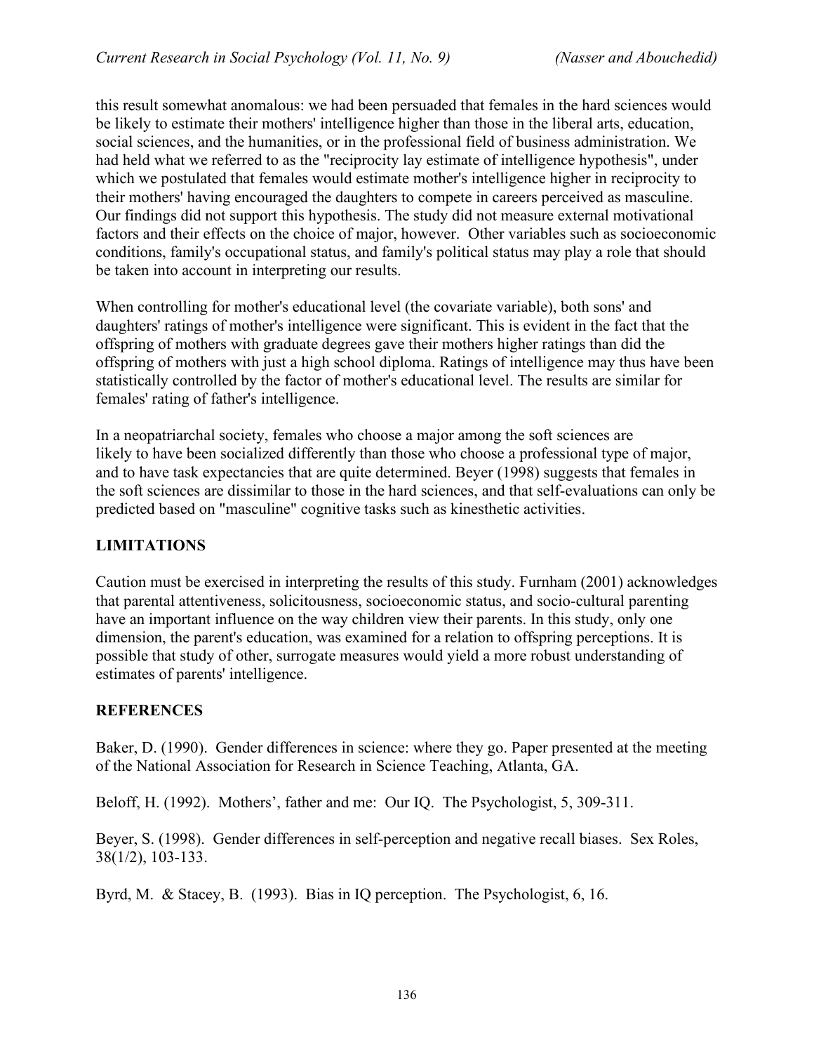this result somewhat anomalous: we had been persuaded that females in the hard sciences would be likely to estimate their mothers' intelligence higher than those in the liberal arts, education, social sciences, and the humanities, or in the professional field of business administration. We had held what we referred to as the "reciprocity lay estimate of intelligence hypothesis", under which we postulated that females would estimate mother's intelligence higher in reciprocity to their mothers' having encouraged the daughters to compete in careers perceived as masculine. Our findings did not support this hypothesis. The study did not measure external motivational factors and their effects on the choice of major, however. Other variables such as socioeconomic conditions, family's occupational status, and family's political status may play a role that should be taken into account in interpreting our results.

When controlling for mother's educational level (the covariate variable), both sons' and daughters' ratings of mother's intelligence were significant. This is evident in the fact that the offspring of mothers with graduate degrees gave their mothers higher ratings than did the offspring of mothers with just a high school diploma. Ratings of intelligence may thus have been statistically controlled by the factor of mother's educational level. The results are similar for females' rating of father's intelligence.

In a neopatriarchal society, females who choose a major among the soft sciences are likely to have been socialized differently than those who choose a professional type of major, and to have task expectancies that are quite determined. Beyer (1998) suggests that females in the soft sciences are dissimilar to those in the hard sciences, and that self-evaluations can only be predicted based on "masculine" cognitive tasks such as kinesthetic activities.

## LIMITATIONS

Caution must be exercised in interpreting the results of this study. Furnham (2001) acknowledges that parental attentiveness, solicitousness, socioeconomic status, and socio-cultural parenting have an important influence on the way children view their parents. In this study, only one dimension, the parent's education, was examined for a relation to offspring perceptions. It is possible that study of other, surrogate measures would yield a more robust understanding of estimates of parents' intelligence.

## REFERENCES

Baker, D. (1990). Gender differences in science: where they go. Paper presented at the meeting of the National Association for Research in Science Teaching, Atlanta, GA.

Beloff, H. (1992). Mothers', father and me: Our IQ. The Psychologist, 5, 309-311.

Beyer, S. (1998). Gender differences in self-perception and negative recall biases. Sex Roles, 38(1/2), 103-133.

Byrd, M. & Stacey, B. (1993). Bias in IQ perception. The Psychologist, 6, 16.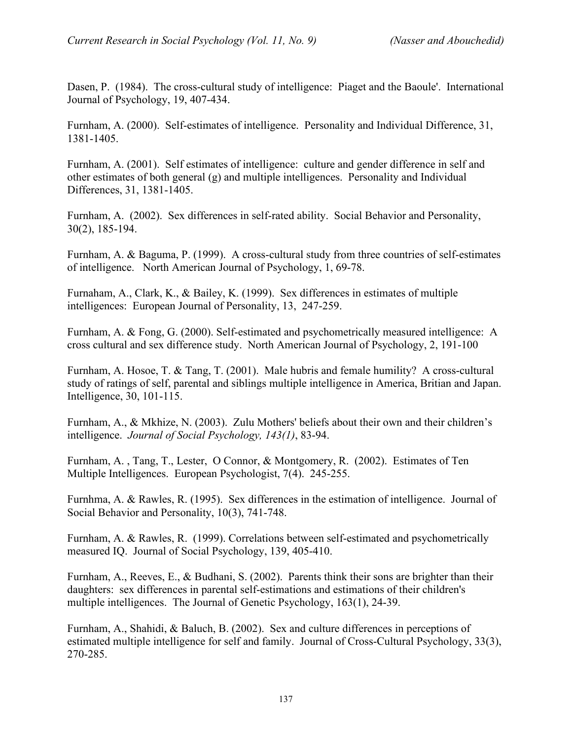Dasen, P. (1984). The cross-cultural study of intelligence: Piaget and the Baoule'. International Journal of Psychology, 19, 407-434.

Furnham, A. (2000). Self-estimates of intelligence. Personality and Individual Difference, 31, 1381-1405.

Furnham, A. (2001). Self estimates of intelligence: culture and gender difference in self and other estimates of both general (g) and multiple intelligences. Personality and Individual Differences, 31, 1381-1405.

Furnham, A. (2002). Sex differences in self-rated ability. Social Behavior and Personality, 30(2), 185-194.

Furnham, A. & Baguma, P. (1999). A cross-cultural study from three countries of self-estimates of intelligence. North American Journal of Psychology, 1, 69-78.

Furnaham, A., Clark, K., & Bailey, K. (1999). Sex differences in estimates of multiple intelligences: European Journal of Personality, 13, 247-259.

Furnham, A. & Fong, G. (2000). Self-estimated and psychometrically measured intelligence: A cross cultural and sex difference study. North American Journal of Psychology, 2, 191-100

Furnham, A. Hosoe, T. & Tang, T. (2001). Male hubris and female humility? A cross-cultural study of ratings of self, parental and siblings multiple intelligence in America, Britian and Japan. Intelligence, 30, 101-115.

Furnham, A., & Mkhize, N. (2003). Zulu Mothers' beliefs about their own and their children's intelligence. *Journal of Social Psychology, 143(1)*, 83-94.

Furnham, A. , Tang, T., Lester, O Connor, & Montgomery, R. (2002). Estimates of Ten Multiple Intelligences. European Psychologist, 7(4). 245-255.

Furnhma, A. & Rawles, R. (1995). Sex differences in the estimation of intelligence. Journal of Social Behavior and Personality, 10(3), 741-748.

Furnham, A. & Rawles, R. (1999). Correlations between self-estimated and psychometrically measured IQ. Journal of Social Psychology, 139, 405-410.

Furnham, A., Reeves, E., & Budhani, S. (2002). Parents think their sons are brighter than their daughters: sex differences in parental self-estimations and estimations of their children's multiple intelligences. The Journal of Genetic Psychology, 163(1), 24-39.

Furnham, A., Shahidi, & Baluch, B. (2002). Sex and culture differences in perceptions of estimated multiple intelligence for self and family. Journal of Cross-Cultural Psychology, 33(3), 270-285.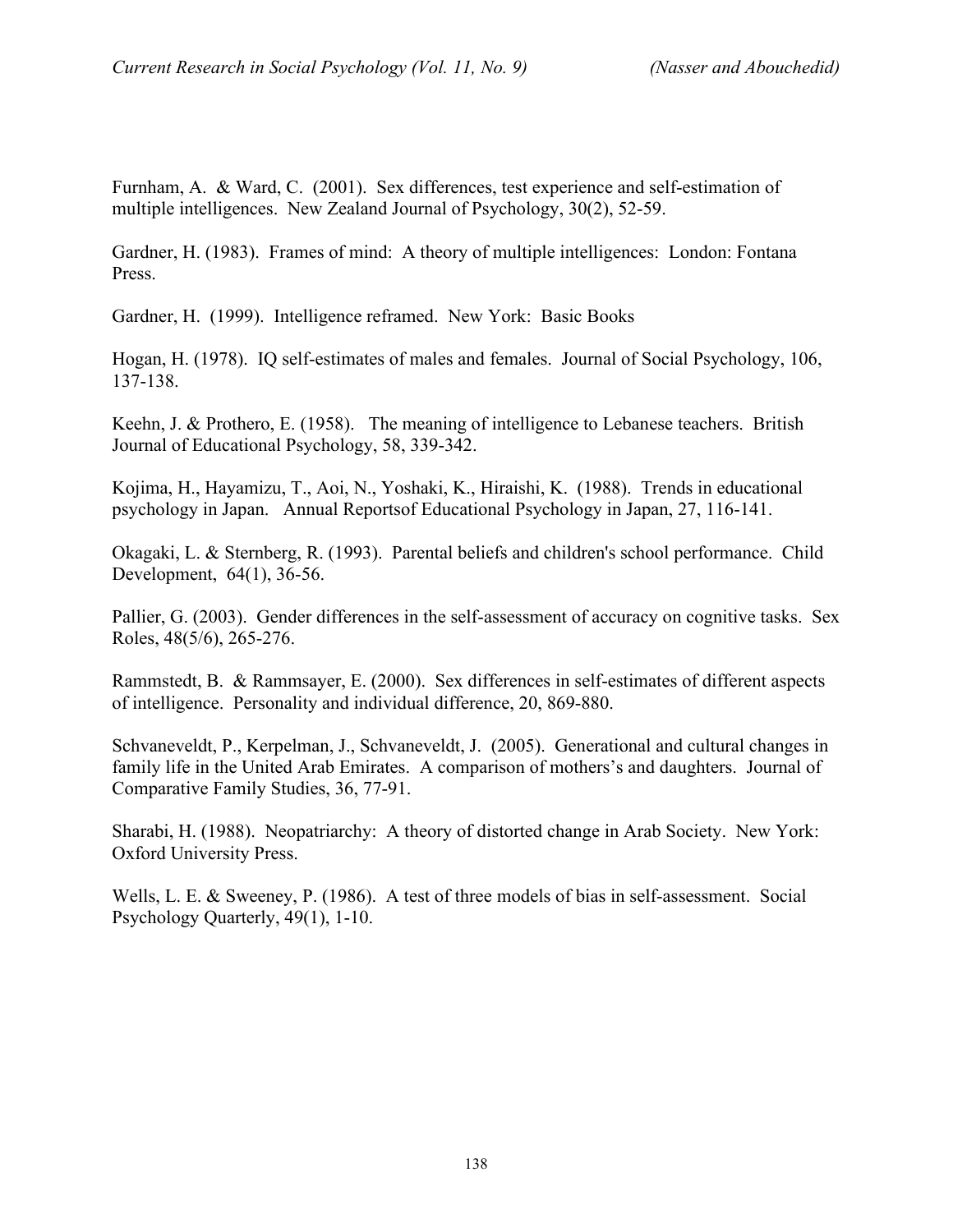Furnham, A. & Ward, C. (2001). Sex differences, test experience and self-estimation of multiple intelligences. New Zealand Journal of Psychology, 30(2), 52-59.

Gardner, H. (1983). Frames of mind: A theory of multiple intelligences: London: Fontana Press.

Gardner, H. (1999). Intelligence reframed. New York: Basic Books

Hogan, H. (1978). IQ self-estimates of males and females. Journal of Social Psychology, 106, 137-138.

Keehn, J. & Prothero, E. (1958). The meaning of intelligence to Lebanese teachers. British Journal of Educational Psychology, 58, 339-342.

Kojima, H., Hayamizu, T., Aoi, N., Yoshaki, K., Hiraishi, K. (1988). Trends in educational psychology in Japan. Annual Reportsof Educational Psychology in Japan, 27, 116-141.

Okagaki, L. & Sternberg, R. (1993). Parental beliefs and children's school performance. Child Development, 64(1), 36-56.

Pallier, G. (2003). Gender differences in the self-assessment of accuracy on cognitive tasks. Sex Roles, 48(5/6), 265-276.

Rammstedt, B. & Rammsayer, E. (2000). Sex differences in self-estimates of different aspects of intelligence. Personality and individual difference, 20, 869-880.

Schvaneveldt, P., Kerpelman, J., Schvaneveldt, J. (2005). Generational and cultural changes in family life in the United Arab Emirates. A comparison of mothers's and daughters. Journal of Comparative Family Studies, 36, 77-91.

Sharabi, H. (1988). Neopatriarchy: A theory of distorted change in Arab Society. New York: Oxford University Press.

Wells, L. E. & Sweeney, P. (1986). A test of three models of bias in self-assessment. Social Psychology Quarterly, 49(1), 1-10.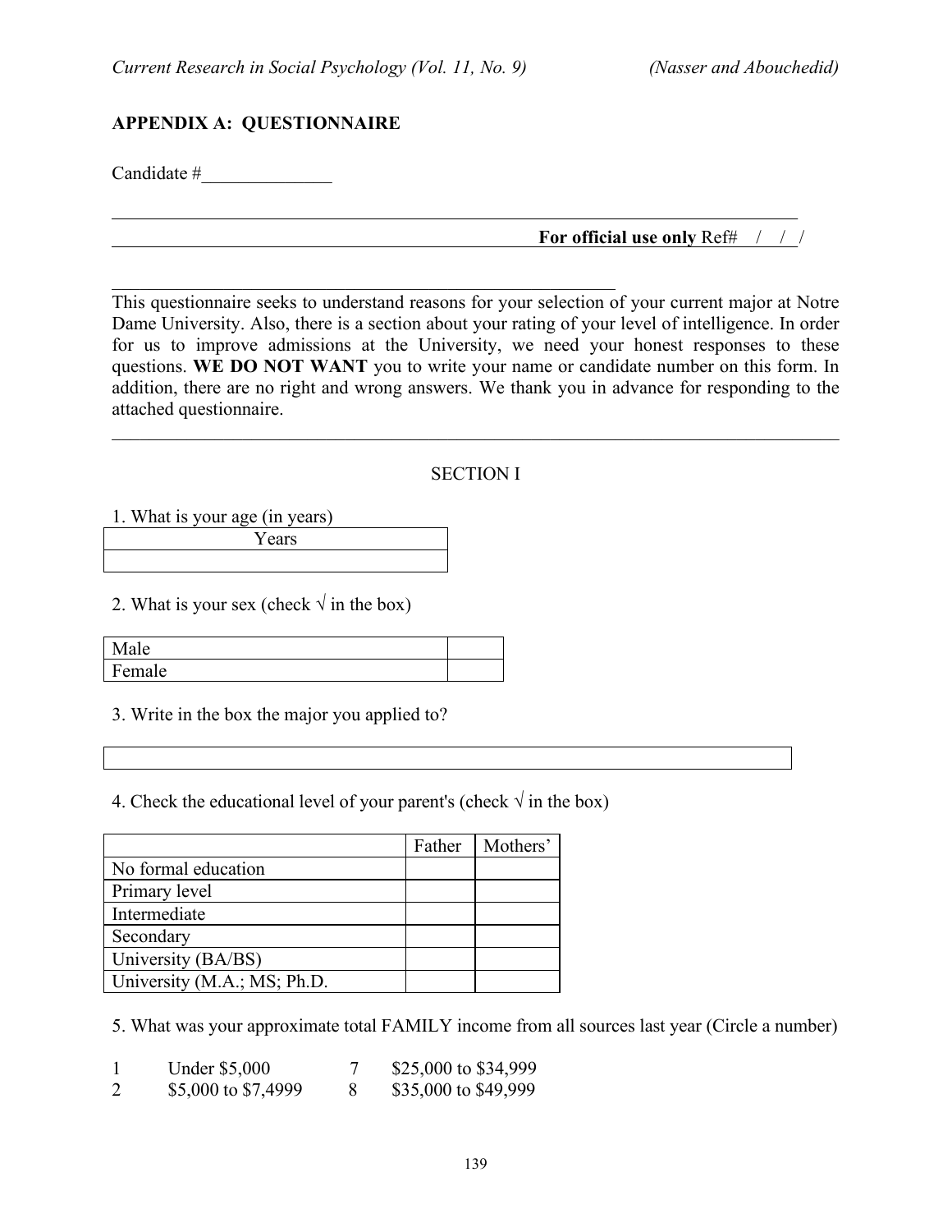## APPENDIX A: QUESTIONNAIRE

Candidate #______________

---

**For official use only** Ref# / / /

---

This questionnaire seeks to understand reasons for your selection of your current major at Notre Dame University. Also, there is a section about your rating of your level of intelligence. In order for us to improve admissions at the University, we need your honest responses to these questions. **WE DO NOT WANT** you to write your name or candidate number on this form. In addition, there are no right and wrong answers. We thank you in advance for responding to the attached questionnaire.

---

SECTION I

1. What is your age (in years)

| Years |
|---|
| |

2. What is your sex (check √ in the box)

| | |
|---|---|
| Male | |
| Female | |

3. Write in the box the major you applied to?

| |
|---|
| |

4. Check the educational level of your parent's (check √ in the box)

| | Father | Mothers' |
|---|---|---|
| No formal education | | |
| Primary level | | |
| Intermediate | | |
| Secondary | | |
| University (BA/BS) | | |
| University (M.A.; MS; Ph.D. | | |

5. What was your approximate total FAMILY income from all sources last year (Circle a number)

| | | | |
|---|---|---|---|
| 1 | Under $5,000 | 7 | $25,000 to $34,999 |
| 2 | $5,000 to $7,4999 | 8 | $35,000 to $49,999 |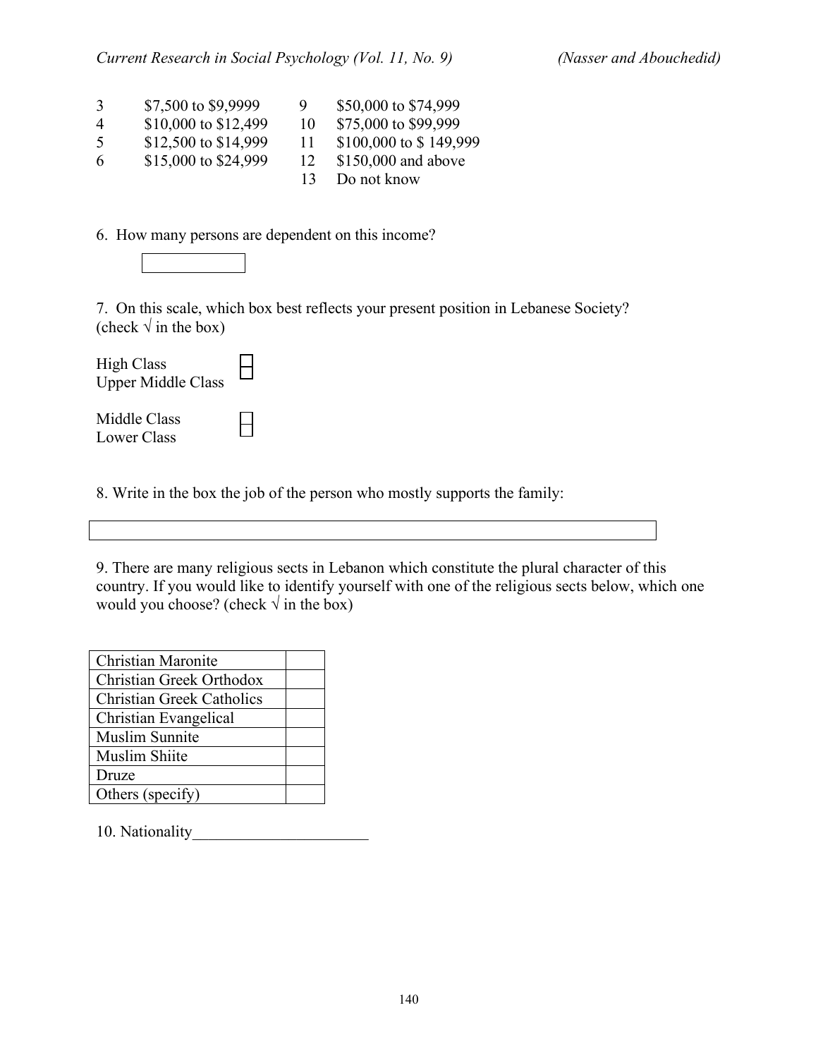| | | | |
|---|---|---|---|
| 3 | $7,500 to $9,9999 | 9 | $50,000 to $74,999 |
| 4 | $10,000 to $12,499 | 10 | $75,000 to $99,999 |
| 5 | $12,500 to $14,999 | 11 | $100,000 to $ 149,999 |
| 6 | $15,000 to $24,999 | 12 | $150,000 and above |
| | | 13 | Do not know |

6. How many persons are dependent on this income?

[ ]

7. On this scale, which box best reflects your present position in Lebanese Society? (check √ in the box)

High Class [ ]
Upper Middle Class [ ]

Middle Class [ ]
Lower Class [ ]

8. Write in the box the job of the person who mostly supports the family:

[ ]

9. There are many religious sects in Lebanon which constitute the plural character of this country. If you would like to identify yourself with one of the religious sects below, which one would you choose? (check √ in the box)

| | |
|---|---|
| Christian Maronite | |
| Christian Greek Orthodox | |
| Christian Greek Catholics | |
| Christian Evangelical | |
| Muslim Sunnite | |
| Muslim Shiite | |
| Druze | |
| Others (specify) | |

10. Nationality______________________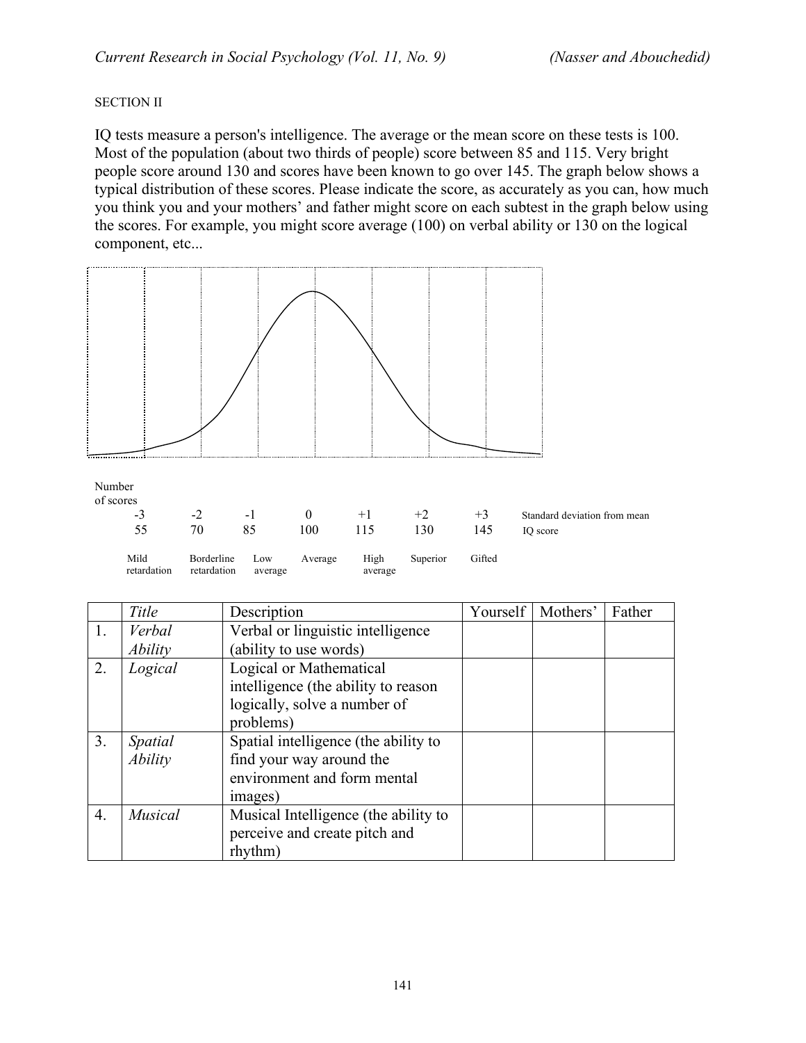SECTION II

IQ tests measure a person's intelligence. The average or the mean score on these tests is 100. Most of the population (about two thirds of people) score between 85 and 115. Very bright people score around 130 and scores have been known to go over 145. The graph below shows a typical distribution of these scores. Please indicate the score, as accurately as you can, how much you think you and your mothers' and father might score on each subtest in the graph below using the scores. For example, you might score average (100) on verbal ability or 130 on the logical component, etc...

Number of scores

| -3 | -2 | -1 | 0 | +1 | +2 | +3 | Standard deviation from mean |
|---|---|---|---|---|---|---|---|
| 55 | 70 | 85 | 100 | 115 | 130 | 145 | IQ score |
| Mild retardation | Borderline retardation | Low average | Average | High average | Superior | Gifted | |

| | *Title* | Description | Yourself | Mothers' | Father |
|---|---|---|---|---|---|
| 1. | *Verbal Ability* | Verbal or linguistic intelligence (ability to use words) | | | |
| 2. | *Logical* | Logical or Mathematical intelligence (the ability to reason logically, solve a number of problems) | | | |
| 3. | *Spatial Ability* | Spatial intelligence (the ability to find your way around the environment and form mental images) | | | |
| 4. | *Musical* | Musical Intelligence (the ability to perceive and create pitch and rhythm) | | | |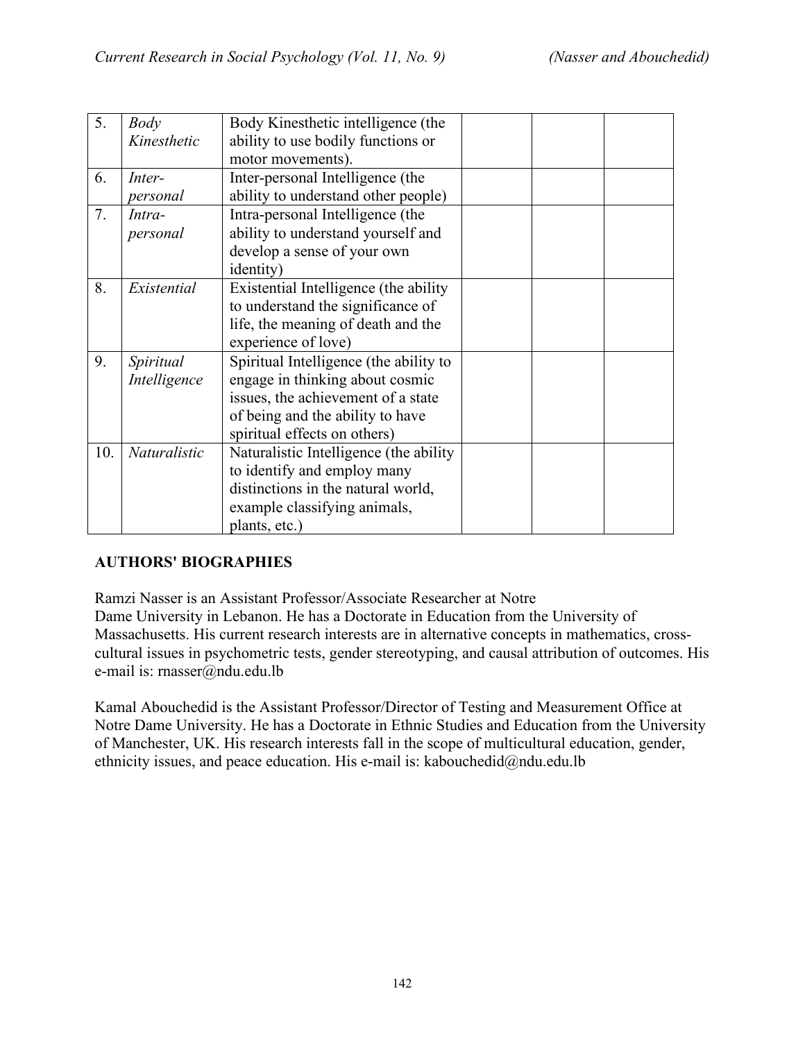| | | | | | |
|---|---|---|---|---|---|
| 5. | *Body Kinesthetic* | Body Kinesthetic intelligence (the ability to use bodily functions or motor movements). | | | |
| 6. | *Inter-personal* | Inter-personal Intelligence (the ability to understand other people) | | | |
| 7. | *Intra-personal* | Intra-personal Intelligence (the ability to understand yourself and develop a sense of your own identity) | | | |
| 8. | *Existential* | Existential Intelligence (the ability to understand the significance of life, the meaning of death and the experience of love) | | | |
| 9. | *Spiritual Intelligence* | Spiritual Intelligence (the ability to engage in thinking about cosmic issues, the achievement of a state of being and the ability to have spiritual effects on others) | | | |
| 10. | *Naturalistic* | Naturalistic Intelligence (the ability to identify and employ many distinctions in the natural world, example classifying animals, plants, etc.) | | | |

## AUTHORS' BIOGRAPHIES

Ramzi Nasser is an Assistant Professor/Associate Researcher at Notre Dame University in Lebanon. He has a Doctorate in Education from the University of Massachusetts. His current research interests are in alternative concepts in mathematics, cross-cultural issues in psychometric tests, gender stereotyping, and causal attribution of outcomes. His e-mail is: rnasser@ndu.edu.lb

Kamal Abouchedid is the Assistant Professor/Director of Testing and Measurement Office at Notre Dame University. He has a Doctorate in Ethnic Studies and Education from the University of Manchester, UK. His research interests fall in the scope of multicultural education, gender, ethnicity issues, and peace education. His e-mail is: kabouchedid@ndu.edu.lb